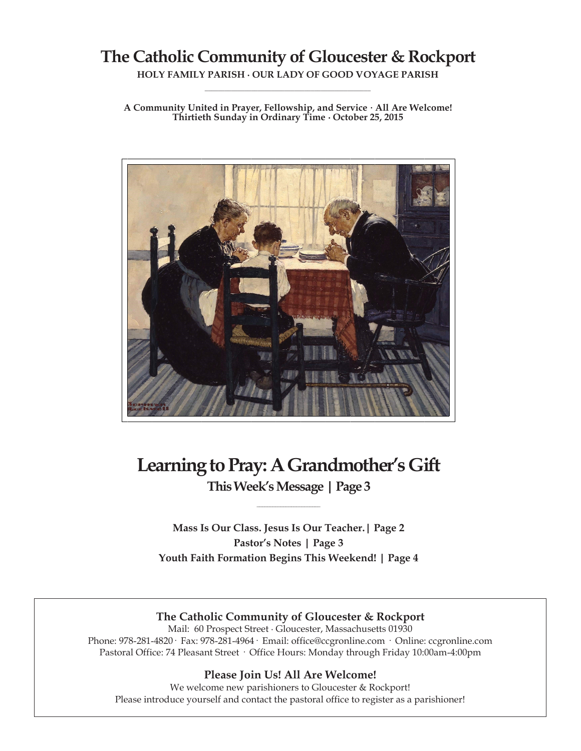# The Catholic Community of Gloucester & Rockport

**HOLY FAMILY PARISH · OUR LADY OF GOOD VOYAGE PARISH**

**A Community United in Prayer, Fellowship, and Service · All Are Welcome!**
**Thirtieth Sunday in Ordinary Time · October 25, 2015**

## Learning to Pray: A Grandmother's Gift

**This Week's Message | Page 3**

**Mass Is Our Class. Jesus Is Our Teacher.| Page 2**
**Pastor's Notes | Page 3**
**Youth Faith Formation Begins This Weekend! | Page 4**

### The Catholic Community of Gloucester & Rockport

Mail: 60 Prospect Street · Gloucester, Massachusetts 01930
Phone: 978-281-4820 · Fax: 978-281-4964 · Email: office@ccgronline.com · Online: ccgronline.com
Pastoral Office: 74 Pleasant Street · Office Hours: Monday through Friday 10:00am-4:00pm

### Please Join Us! All Are Welcome!

We welcome new parishioners to Gloucester & Rockport!
Please introduce yourself and contact the pastoral office to register as a parishioner!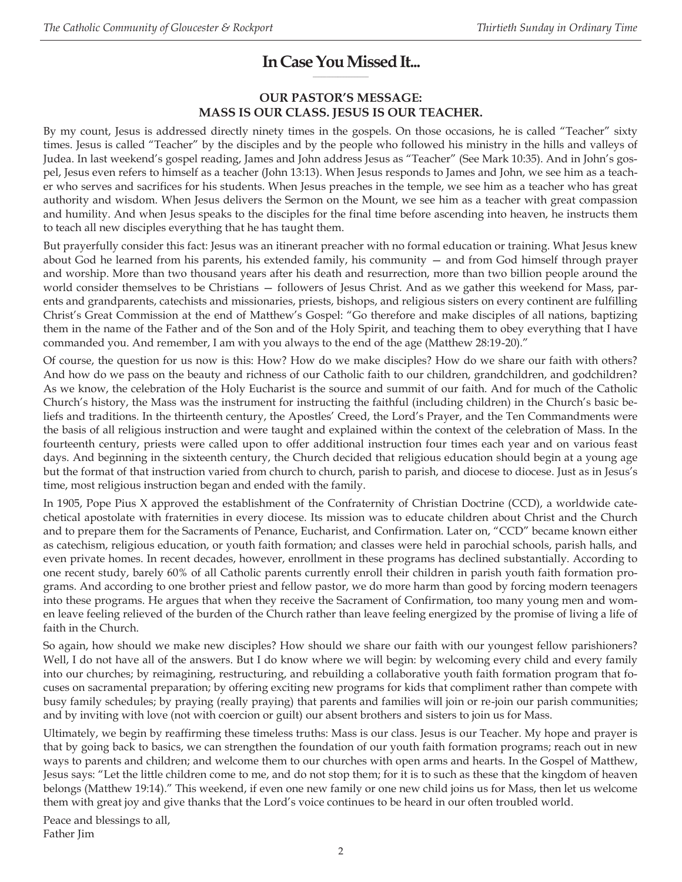# In Case You Missed It...

## OUR PASTOR'S MESSAGE:
## MASS IS OUR CLASS. JESUS IS OUR TEACHER.

By my count, Jesus is addressed directly ninety times in the gospels. On those occasions, he is called "Teacher" sixty times. Jesus is called "Teacher" by the disciples and by the people who followed his ministry in the hills and valleys of Judea. In last weekend's gospel reading, James and John address Jesus as "Teacher" (See Mark 10:35). And in John's gospel, Jesus even refers to himself as a teacher (John 13:13). When Jesus responds to James and John, we see him as a teacher who serves and sacrifices for his students. When Jesus preaches in the temple, we see him as a teacher who has great authority and wisdom. When Jesus delivers the Sermon on the Mount, we see him as a teacher with great compassion and humility. And when Jesus speaks to the disciples for the final time before ascending into heaven, he instructs them to teach all new disciples everything that he has taught them.

But prayerfully consider this fact: Jesus was an itinerant preacher with no formal education or training. What Jesus knew about God he learned from his parents, his extended family, his community — and from God himself through prayer and worship. More than two thousand years after his death and resurrection, more than two billion people around the world consider themselves to be Christians — followers of Jesus Christ. And as we gather this weekend for Mass, parents and grandparents, catechists and missionaries, priests, bishops, and religious sisters on every continent are fulfilling Christ's Great Commission at the end of Matthew's Gospel: "Go therefore and make disciples of all nations, baptizing them in the name of the Father and of the Son and of the Holy Spirit, and teaching them to obey everything that I have commanded you. And remember, I am with you always to the end of the age (Matthew 28:19-20)."

Of course, the question for us now is this: How? How do we make disciples? How do we share our faith with others? And how do we pass on the beauty and richness of our Catholic faith to our children, grandchildren, and godchildren? As we know, the celebration of the Holy Eucharist is the source and summit of our faith. And for much of the Catholic Church's history, the Mass was the instrument for instructing the faithful (including children) in the Church's basic beliefs and traditions. In the thirteenth century, the Apostles' Creed, the Lord's Prayer, and the Ten Commandments were the basis of all religious instruction and were taught and explained within the context of the celebration of Mass. In the fourteenth century, priests were called upon to offer additional instruction four times each year and on various feast days. And beginning in the sixteenth century, the Church decided that religious education should begin at a young age but the format of that instruction varied from church to church, parish to parish, and diocese to diocese. Just as in Jesus's time, most religious instruction began and ended with the family.

In 1905, Pope Pius X approved the establishment of the Confraternity of Christian Doctrine (CCD), a worldwide catechetical apostolate with fraternities in every diocese. Its mission was to educate children about Christ and the Church and to prepare them for the Sacraments of Penance, Eucharist, and Confirmation. Later on, "CCD" became known either as catechism, religious education, or youth faith formation; and classes were held in parochial schools, parish halls, and even private homes. In recent decades, however, enrollment in these programs has declined substantially. According to one recent study, barely 60% of all Catholic parents currently enroll their children in parish youth faith formation programs. And according to one brother priest and fellow pastor, we do more harm than good by forcing modern teenagers into these programs. He argues that when they receive the Sacrament of Confirmation, too many young men and women leave feeling relieved of the burden of the Church rather than leave feeling energized by the promise of living a life of faith in the Church.

So again, how should we make new disciples? How should we share our faith with our youngest fellow parishioners? Well, I do not have all of the answers. But I do know where we will begin: by welcoming every child and every family into our churches; by reimagining, restructuring, and rebuilding a collaborative youth faith formation program that focuses on sacramental preparation; by offering exciting new programs for kids that compliment rather than compete with busy family schedules; by praying (really praying) that parents and families will join or re-join our parish communities; and by inviting with love (not with coercion or guilt) our absent brothers and sisters to join us for Mass.

Ultimately, we begin by reaffirming these timeless truths: Mass is our class. Jesus is our Teacher. My hope and prayer is that by going back to basics, we can strengthen the foundation of our youth faith formation programs; reach out in new ways to parents and children; and welcome them to our churches with open arms and hearts. In the Gospel of Matthew, Jesus says: "Let the little children come to me, and do not stop them; for it is to such as these that the kingdom of heaven belongs (Matthew 19:14)." This weekend, if even one new family or one new child joins us for Mass, then let us welcome them with great joy and give thanks that the Lord's voice continues to be heard in our often troubled world.

Peace and blessings to all,
Father Jim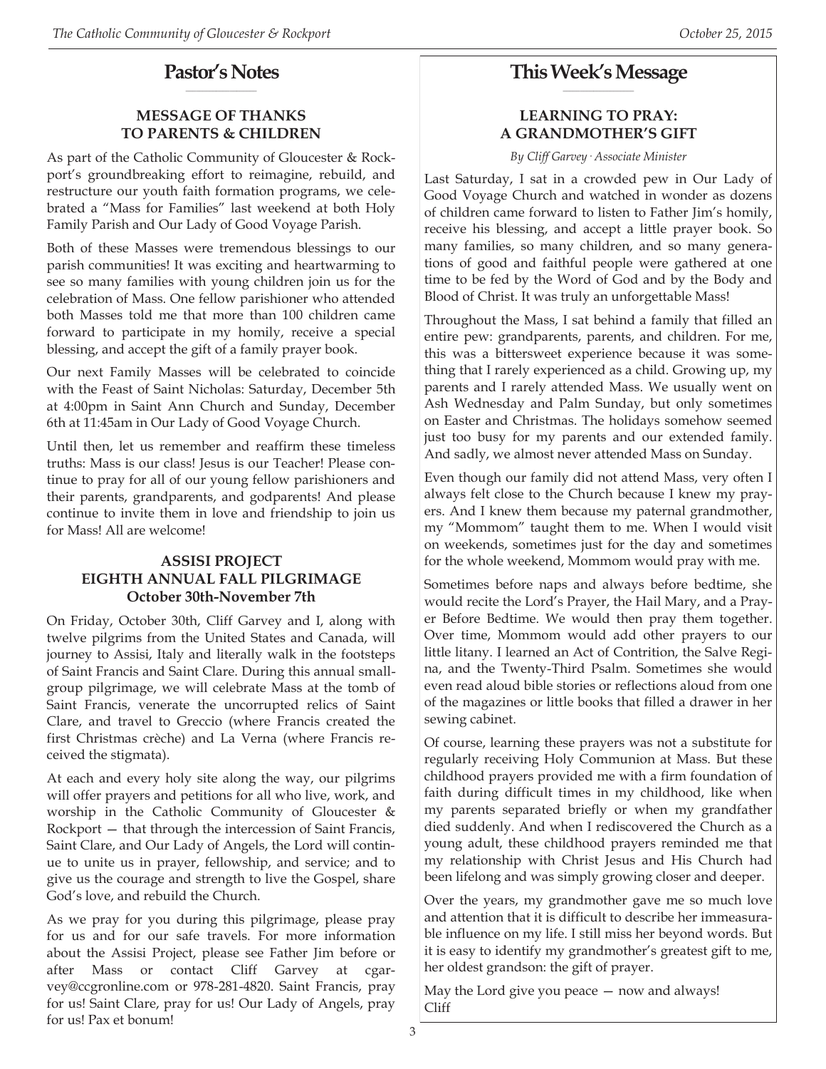## Pastor's Notes

### MESSAGE OF THANKS TO PARENTS & CHILDREN

As part of the Catholic Community of Gloucester & Rockport's groundbreaking effort to reimagine, rebuild, and restructure our youth faith formation programs, we celebrated a "Mass for Families" last weekend at both Holy Family Parish and Our Lady of Good Voyage Parish.

Both of these Masses were tremendous blessings to our parish communities! It was exciting and heartwarming to see so many families with young children join us for the celebration of Mass. One fellow parishioner who attended both Masses told me that more than 100 children came forward to participate in my homily, receive a special blessing, and accept the gift of a family prayer book.

Our next Family Masses will be celebrated to coincide with the Feast of Saint Nicholas: Saturday, December 5th at 4:00pm in Saint Ann Church and Sunday, December 6th at 11:45am in Our Lady of Good Voyage Church.

Until then, let us remember and reaffirm these timeless truths: Mass is our class! Jesus is our Teacher! Please continue to pray for all of our young fellow parishioners and their parents, grandparents, and godparents! And please continue to invite them in love and friendship to join us for Mass! All are welcome!

### ASSISI PROJECT EIGHTH ANNUAL FALL PILGRIMAGE October 30th-November 7th

On Friday, October 30th, Cliff Garvey and I, along with twelve pilgrims from the United States and Canada, will journey to Assisi, Italy and literally walk in the footsteps of Saint Francis and Saint Clare. During this annual small-group pilgrimage, we will celebrate Mass at the tomb of Saint Francis, venerate the uncorrupted relics of Saint Clare, and travel to Greccio (where Francis created the first Christmas crèche) and La Verna (where Francis received the stigmata).

At each and every holy site along the way, our pilgrims will offer prayers and petitions for all who live, work, and worship in the Catholic Community of Gloucester & Rockport — that through the intercession of Saint Francis, Saint Clare, and Our Lady of Angels, the Lord will continue to unite us in prayer, fellowship, and service; and to give us the courage and strength to live the Gospel, share God's love, and rebuild the Church.

As we pray for you during this pilgrimage, please pray for us and for our safe travels. For more information about the Assisi Project, please see Father Jim before or after Mass or contact Cliff Garvey at cgarvey@ccgronline.com or 978-281-4820. Saint Francis, pray for us! Saint Clare, pray for us! Our Lady of Angels, pray for us! Pax et bonum!

## This Week's Message

### LEARNING TO PRAY: A GRANDMOTHER'S GIFT

*By Cliff Garvey · Associate Minister*

Last Saturday, I sat in a crowded pew in Our Lady of Good Voyage Church and watched in wonder as dozens of children came forward to listen to Father Jim's homily, receive his blessing, and accept a little prayer book. So many families, so many children, and so many generations of good and faithful people were gathered at one time to be fed by the Word of God and by the Body and Blood of Christ. It was truly an unforgettable Mass!

Throughout the Mass, I sat behind a family that filled an entire pew: grandparents, parents, and children. For me, this was a bittersweet experience because it was something that I rarely experienced as a child. Growing up, my parents and I rarely attended Mass. We usually went on Ash Wednesday and Palm Sunday, but only sometimes on Easter and Christmas. The holidays somehow seemed just too busy for my parents and our extended family. And sadly, we almost never attended Mass on Sunday.

Even though our family did not attend Mass, very often I always felt close to the Church because I knew my prayers. And I knew them because my paternal grandmother, my "Mommom" taught them to me. When I would visit on weekends, sometimes just for the day and sometimes for the whole weekend, Mommom would pray with me.

Sometimes before naps and always before bedtime, she would recite the Lord's Prayer, the Hail Mary, and a Prayer Before Bedtime. We would then pray them together. Over time, Mommom would add other prayers to our little litany. I learned an Act of Contrition, the Salve Regina, and the Twenty-Third Psalm. Sometimes she would even read aloud bible stories or reflections aloud from one of the magazines or little books that filled a drawer in her sewing cabinet.

Of course, learning these prayers was not a substitute for regularly receiving Holy Communion at Mass. But these childhood prayers provided me with a firm foundation of faith during difficult times in my childhood, like when my parents separated briefly or when my grandfather died suddenly. And when I rediscovered the Church as a young adult, these childhood prayers reminded me that my relationship with Christ Jesus and His Church had been lifelong and was simply growing closer and deeper.

Over the years, my grandmother gave me so much love and attention that it is difficult to describe her immeasurable influence on my life. I still miss her beyond words. But it is easy to identify my grandmother's greatest gift to me, her oldest grandson: the gift of prayer.

May the Lord give you peace — now and always!
Cliff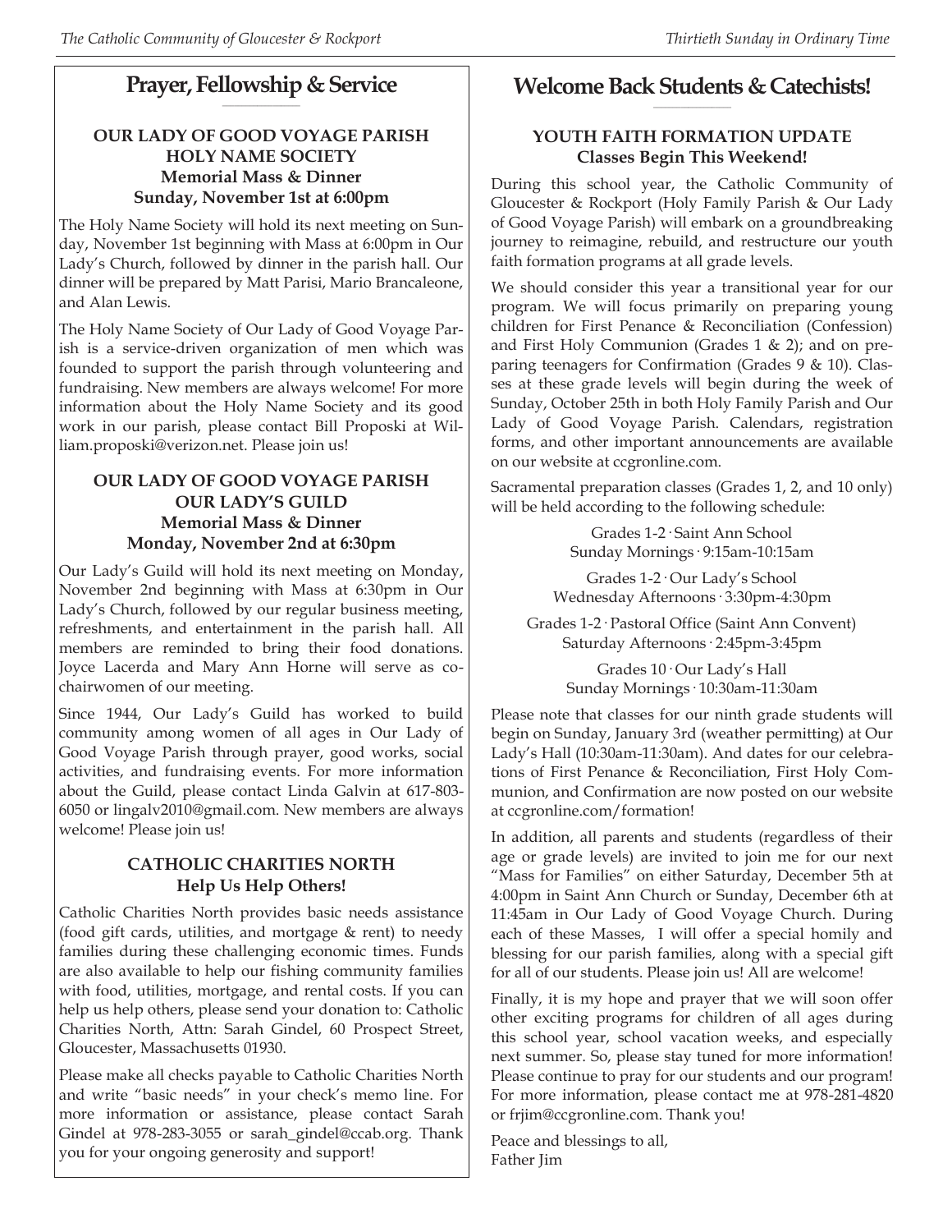## Prayer, Fellowship & Service

### OUR LADY OF GOOD VOYAGE PARISH HOLY NAME SOCIETY
**Memorial Mass & Dinner**
**Sunday, November 1st at 6:00pm**

The Holy Name Society will hold its next meeting on Sunday, November 1st beginning with Mass at 6:00pm in Our Lady's Church, followed by dinner in the parish hall. Our dinner will be prepared by Matt Parisi, Mario Brancaleone, and Alan Lewis.

The Holy Name Society of Our Lady of Good Voyage Parish is a service-driven organization of men which was founded to support the parish through volunteering and fundraising. New members are always welcome! For more information about the Holy Name Society and its good work in our parish, please contact Bill Proposki at William.proposki@verizon.net. Please join us!

### OUR LADY OF GOOD VOYAGE PARISH OUR LADY'S GUILD
**Memorial Mass & Dinner**
**Monday, November 2nd at 6:30pm**

Our Lady's Guild will hold its next meeting on Monday, November 2nd beginning with Mass at 6:30pm in Our Lady's Church, followed by our regular business meeting, refreshments, and entertainment in the parish hall. All members are reminded to bring their food donations. Joyce Lacerda and Mary Ann Horne will serve as co-chairwomen of our meeting.

Since 1944, Our Lady's Guild has worked to build community among women of all ages in Our Lady of Good Voyage Parish through prayer, good works, social activities, and fundraising events. For more information about the Guild, please contact Linda Galvin at 617-803-6050 or lingalv2010@gmail.com. New members are always welcome! Please join us!

### CATHOLIC CHARITIES NORTH
**Help Us Help Others!**

Catholic Charities North provides basic needs assistance (food gift cards, utilities, and mortgage & rent) to needy families during these challenging economic times. Funds are also available to help our fishing community families with food, utilities, mortgage, and rental costs. If you can help us help others, please send your donation to: Catholic Charities North, Attn: Sarah Gindel, 60 Prospect Street, Gloucester, Massachusetts 01930.

Please make all checks payable to Catholic Charities North and write "basic needs" in your check's memo line. For more information or assistance, please contact Sarah Gindel at 978-283-3055 or sarah_gindel@ccab.org. Thank you for your ongoing generosity and support!

## Welcome Back Students & Catechists!

### YOUTH FAITH FORMATION UPDATE
**Classes Begin This Weekend!**

During this school year, the Catholic Community of Gloucester & Rockport (Holy Family Parish & Our Lady of Good Voyage Parish) will embark on a groundbreaking journey to reimagine, rebuild, and restructure our youth faith formation programs at all grade levels.

We should consider this year a transitional year for our program. We will focus primarily on preparing young children for First Penance & Reconciliation (Confession) and First Holy Communion (Grades 1 & 2); and on preparing teenagers for Confirmation (Grades 9 & 10). Classes at these grade levels will begin during the week of Sunday, October 25th in both Holy Family Parish and Our Lady of Good Voyage Parish. Calendars, registration forms, and other important announcements are available on our website at ccgronline.com.

Sacramental preparation classes (Grades 1, 2, and 10 only) will be held according to the following schedule:

Grades 1-2 · Saint Ann School
Sunday Mornings · 9:15am-10:15am

Grades 1-2 · Our Lady's School
Wednesday Afternoons · 3:30pm-4:30pm

Grades 1-2 · Pastoral Office (Saint Ann Convent)
Saturday Afternoons · 2:45pm-3:45pm

Grades 10 · Our Lady's Hall
Sunday Mornings · 10:30am-11:30am

Please note that classes for our ninth grade students will begin on Sunday, January 3rd (weather permitting) at Our Lady's Hall (10:30am-11:30am). And dates for our celebrations of First Penance & Reconciliation, First Holy Communion, and Confirmation are now posted on our website at ccgronline.com/formation!

In addition, all parents and students (regardless of their age or grade levels) are invited to join me for our next "Mass for Families" on either Saturday, December 5th at 4:00pm in Saint Ann Church or Sunday, December 6th at 11:45am in Our Lady of Good Voyage Church. During each of these Masses, I will offer a special homily and blessing for our parish families, along with a special gift for all of our students. Please join us! All are welcome!

Finally, it is my hope and prayer that we will soon offer other exciting programs for children of all ages during this school year, school vacation weeks, and especially next summer. So, please stay tuned for more information! Please continue to pray for our students and our program! For more information, please contact me at 978-281-4820 or frjim@ccgronline.com. Thank you!

Peace and blessings to all,
Father Jim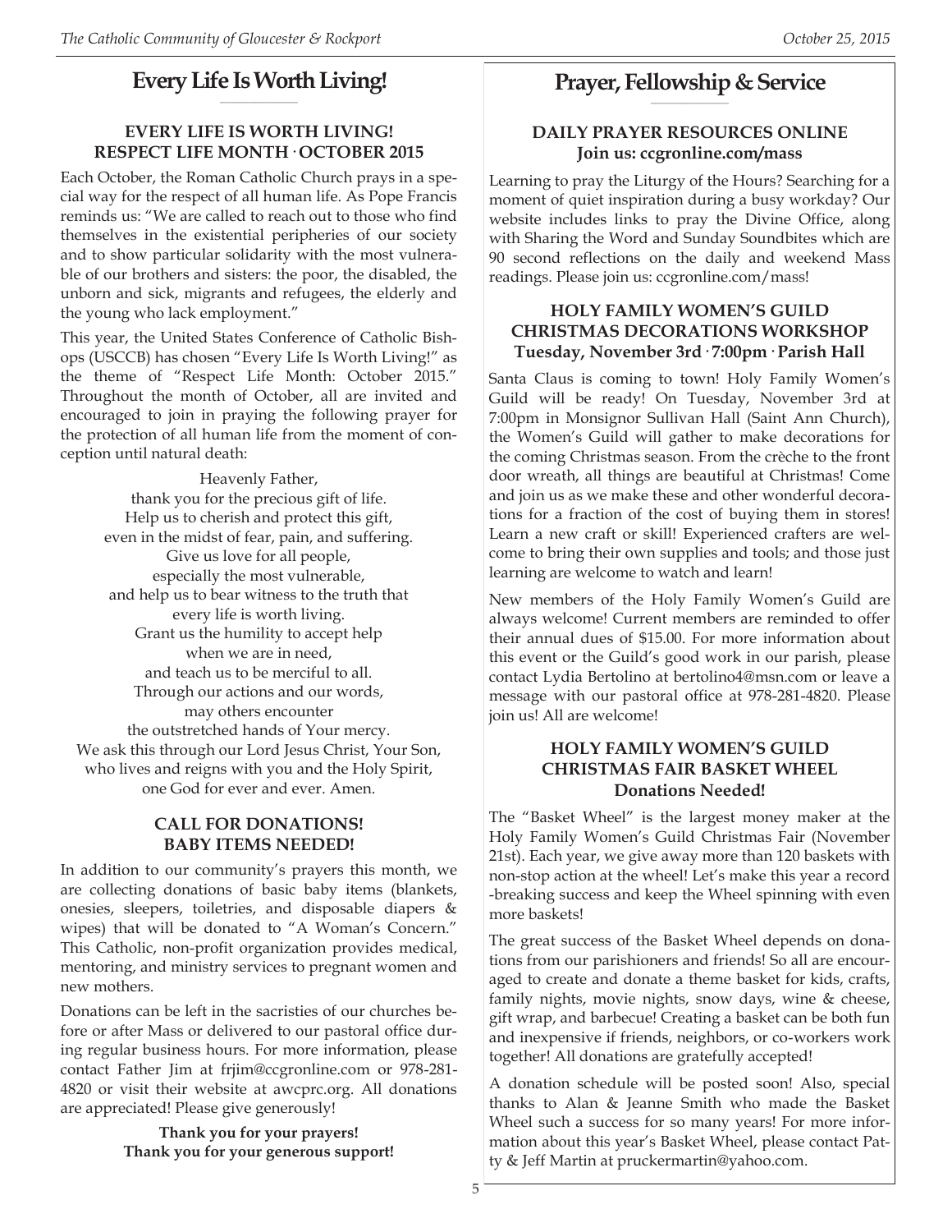## Every Life Is Worth Living!

### EVERY LIFE IS WORTH LIVING! RESPECT LIFE MONTH · OCTOBER 2015

Each October, the Roman Catholic Church prays in a special way for the respect of all human life. As Pope Francis reminds us: "We are called to reach out to those who find themselves in the existential peripheries of our society and to show particular solidarity with the most vulnerable of our brothers and sisters: the poor, the disabled, the unborn and sick, migrants and refugees, the elderly and the young who lack employment."

This year, the United States Conference of Catholic Bishops (USCCB) has chosen "Every Life Is Worth Living!" as the theme of "Respect Life Month: October 2015." Throughout the month of October, all are invited and encouraged to join in praying the following prayer for the protection of all human life from the moment of conception until natural death:

Heavenly Father,
thank you for the precious gift of life.
Help us to cherish and protect this gift,
even in the midst of fear, pain, and suffering.
Give us love for all people,
especially the most vulnerable,
and help us to bear witness to the truth that
every life is worth living.
Grant us the humility to accept help
when we are in need,
and teach us to be merciful to all.
Through our actions and our words,
may others encounter
the outstretched hands of Your mercy.
We ask this through our Lord Jesus Christ, Your Son,
who lives and reigns with you and the Holy Spirit,
one God for ever and ever. Amen.

### CALL FOR DONATIONS! BABY ITEMS NEEDED!

In addition to our community's prayers this month, we are collecting donations of basic baby items (blankets, onesies, sleepers, toiletries, and disposable diapers & wipes) that will be donated to "A Woman's Concern." This Catholic, non-profit organization provides medical, mentoring, and ministry services to pregnant women and new mothers.

Donations can be left in the sacristies of our churches before or after Mass or delivered to our pastoral office during regular business hours. For more information, please contact Father Jim at frjim@ccgronline.com or 978-281-4820 or visit their website at awcprc.org. All donations are appreciated! Please give generously!

**Thank you for your prayers!**
**Thank you for your generous support!**

## Prayer, Fellowship & Service

### DAILY PRAYER RESOURCES ONLINE Join us: ccgronline.com/mass

Learning to pray the Liturgy of the Hours? Searching for a moment of quiet inspiration during a busy workday? Our website includes links to pray the Divine Office, along with Sharing the Word and Sunday Soundbites which are 90 second reflections on the daily and weekend Mass readings. Please join us: ccgronline.com/mass!

### HOLY FAMILY WOMEN'S GUILD CHRISTMAS DECORATIONS WORKSHOP Tuesday, November 3rd · 7:00pm · Parish Hall

Santa Claus is coming to town! Holy Family Women's Guild will be ready! On Tuesday, November 3rd at 7:00pm in Monsignor Sullivan Hall (Saint Ann Church), the Women's Guild will gather to make decorations for the coming Christmas season. From the crèche to the front door wreath, all things are beautiful at Christmas! Come and join us as we make these and other wonderful decorations for a fraction of the cost of buying them in stores! Learn a new craft or skill! Experienced crafters are welcome to bring their own supplies and tools; and those just learning are welcome to watch and learn!

New members of the Holy Family Women's Guild are always welcome! Current members are reminded to offer their annual dues of $15.00. For more information about this event or the Guild's good work in our parish, please contact Lydia Bertolino at bertolino4@msn.com or leave a message with our pastoral office at 978-281-4820. Please join us! All are welcome!

### HOLY FAMILY WOMEN'S GUILD CHRISTMAS FAIR BASKET WHEEL Donations Needed!

The "Basket Wheel" is the largest money maker at the Holy Family Women's Guild Christmas Fair (November 21st). Each year, we give away more than 120 baskets with non-stop action at the wheel! Let's make this year a record-breaking success and keep the Wheel spinning with even more baskets!

The great success of the Basket Wheel depends on donations from our parishioners and friends! So all are encouraged to create and donate a theme basket for kids, crafts, family nights, movie nights, snow days, wine & cheese, gift wrap, and barbecue! Creating a basket can be both fun and inexpensive if friends, neighbors, or co-workers work together! All donations are gratefully accepted!

A donation schedule will be posted soon! Also, special thanks to Alan & Jeanne Smith who made the Basket Wheel such a success for so many years! For more information about this year's Basket Wheel, please contact Patty & Jeff Martin at pruckermartin@yahoo.com.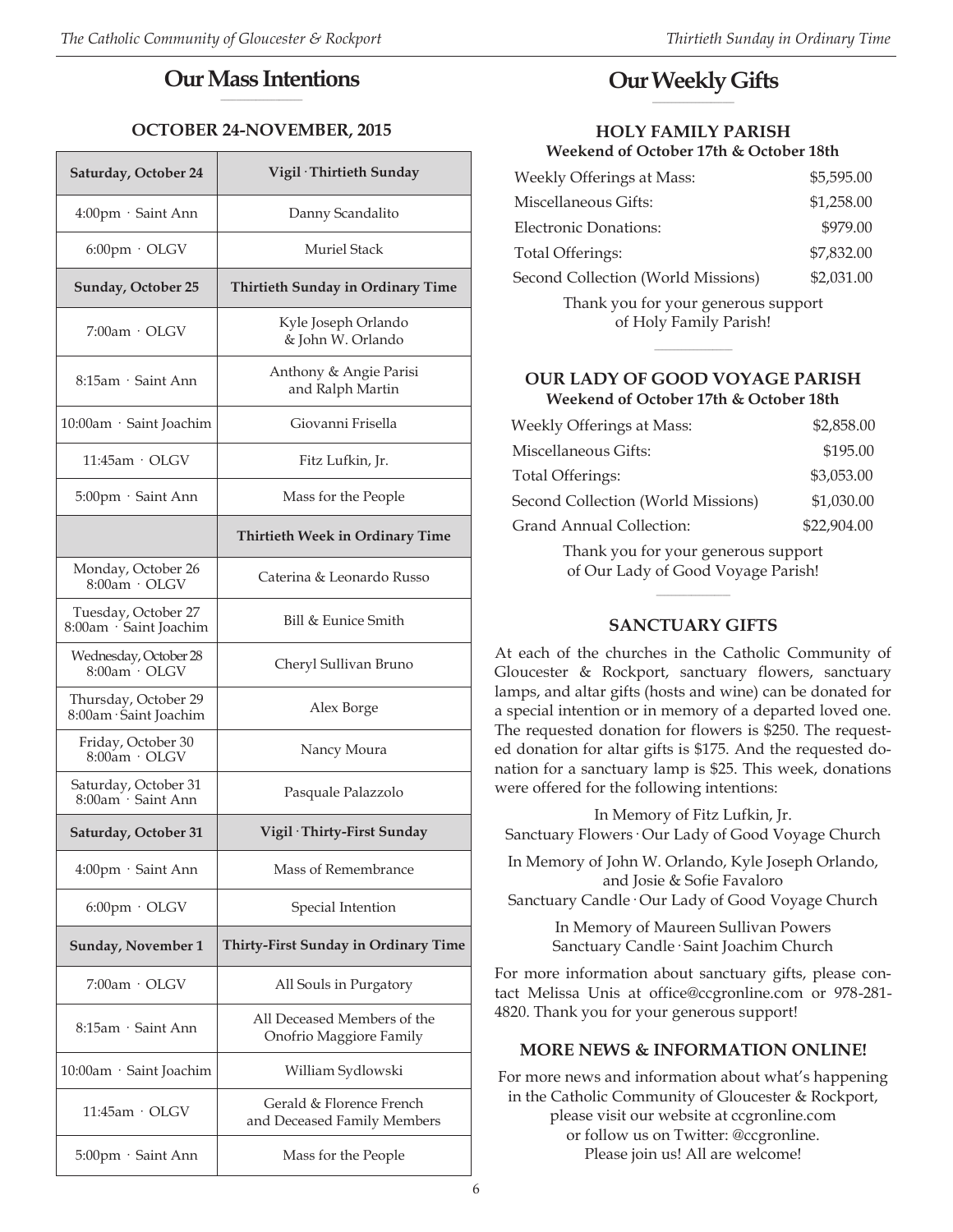## Our Mass Intentions

### OCTOBER 24-NOVEMBER, 2015

| Saturday, October 24 | Vigil · Thirtieth Sunday |
|---|---|
| 4:00pm · Saint Ann | Danny Scandalito |
| 6:00pm · OLGV | Muriel Stack |
| **Sunday, October 25** | **Thirtieth Sunday in Ordinary Time** |
| 7:00am · OLGV | Kyle Joseph Orlando & John W. Orlando |
| 8:15am · Saint Ann | Anthony & Angie Parisi and Ralph Martin |
| 10:00am · Saint Joachim | Giovanni Frisella |
| 11:45am · OLGV | Fitz Lufkin, Jr. |
| 5:00pm · Saint Ann | Mass for the People |
| | **Thirtieth Week in Ordinary Time** |
| Monday, October 26 8:00am · OLGV | Caterina & Leonardo Russo |
| Tuesday, October 27 8:00am · Saint Joachim | Bill & Eunice Smith |
| Wednesday, October 28 8:00am · OLGV | Cheryl Sullivan Bruno |
| Thursday, October 29 8:00am · Saint Joachim | Alex Borge |
| Friday, October 30 8:00am · OLGV | Nancy Moura |
| Saturday, October 31 8:00am · Saint Ann | Pasquale Palazzolo |
| **Saturday, October 31** | **Vigil · Thirty-First Sunday** |
| 4:00pm · Saint Ann | Mass of Remembrance |
| 6:00pm · OLGV | Special Intention |
| **Sunday, November 1** | **Thirty-First Sunday in Ordinary Time** |
| 7:00am · OLGV | All Souls in Purgatory |
| 8:15am · Saint Ann | All Deceased Members of the Onofrio Maggiore Family |
| 10:00am · Saint Joachim | William Sydlowski |
| 11:45am · OLGV | Gerald & Florence French and Deceased Family Members |
| 5:00pm · Saint Ann | Mass for the People |

## Our Weekly Gifts

### HOLY FAMILY PARISH
**Weekend of October 17th & October 18th**

| | |
|---|---|
| Weekly Offerings at Mass: | $5,595.00 |
| Miscellaneous Gifts: | $1,258.00 |
| Electronic Donations: | $979.00 |
| Total Offerings: | $7,832.00 |
| Second Collection (World Missions) | $2,031.00 |

Thank you for your generous support of Holy Family Parish!

### OUR LADY OF GOOD VOYAGE PARISH
**Weekend of October 17th & October 18th**

| | |
|---|---|
| Weekly Offerings at Mass: | $2,858.00 |
| Miscellaneous Gifts: | $195.00 |
| Total Offerings: | $3,053.00 |
| Second Collection (World Missions) | $1,030.00 |
| Grand Annual Collection: | $22,904.00 |

Thank you for your generous support of Our Lady of Good Voyage Parish!

### SANCTUARY GIFTS

At each of the churches in the Catholic Community of Gloucester & Rockport, sanctuary flowers, sanctuary lamps, and altar gifts (hosts and wine) can be donated for a special intention or in memory of a departed loved one. The requested donation for flowers is $250. The requested donation for altar gifts is $175. And the requested donation for a sanctuary lamp is $25. This week, donations were offered for the following intentions:

In Memory of Fitz Lufkin, Jr.
Sanctuary Flowers · Our Lady of Good Voyage Church

In Memory of John W. Orlando, Kyle Joseph Orlando, and Josie & Sofie Favaloro
Sanctuary Candle · Our Lady of Good Voyage Church

In Memory of Maureen Sullivan Powers
Sanctuary Candle · Saint Joachim Church

For more information about sanctuary gifts, please contact Melissa Unis at office@ccgronline.com or 978-281-4820. Thank you for your generous support!

### MORE NEWS & INFORMATION ONLINE!

For more news and information about what's happening in the Catholic Community of Gloucester & Rockport, please visit our website at ccgronline.com or follow us on Twitter: @ccgronline. Please join us! All are welcome!